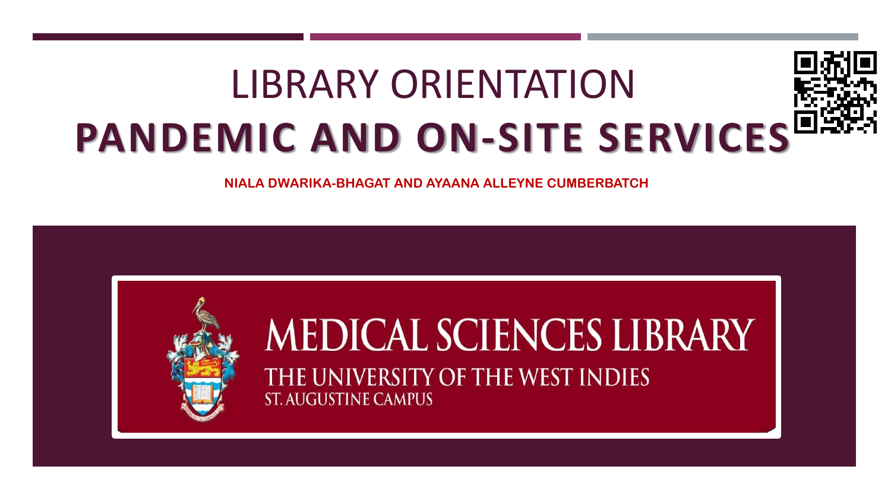# LIBRARY ORIENTATION

# PANDEMIC AND ON-SITE SERVICES

**NIALA DWARIKA-BHAGAT AND AYAANA ALLEYNE CUMBERBATCH**

MEDICAL SCIENCES LIBRARY

THE UNIVERSITY OF THE WEST INDIES

ST. AUGUSTINE CAMPUS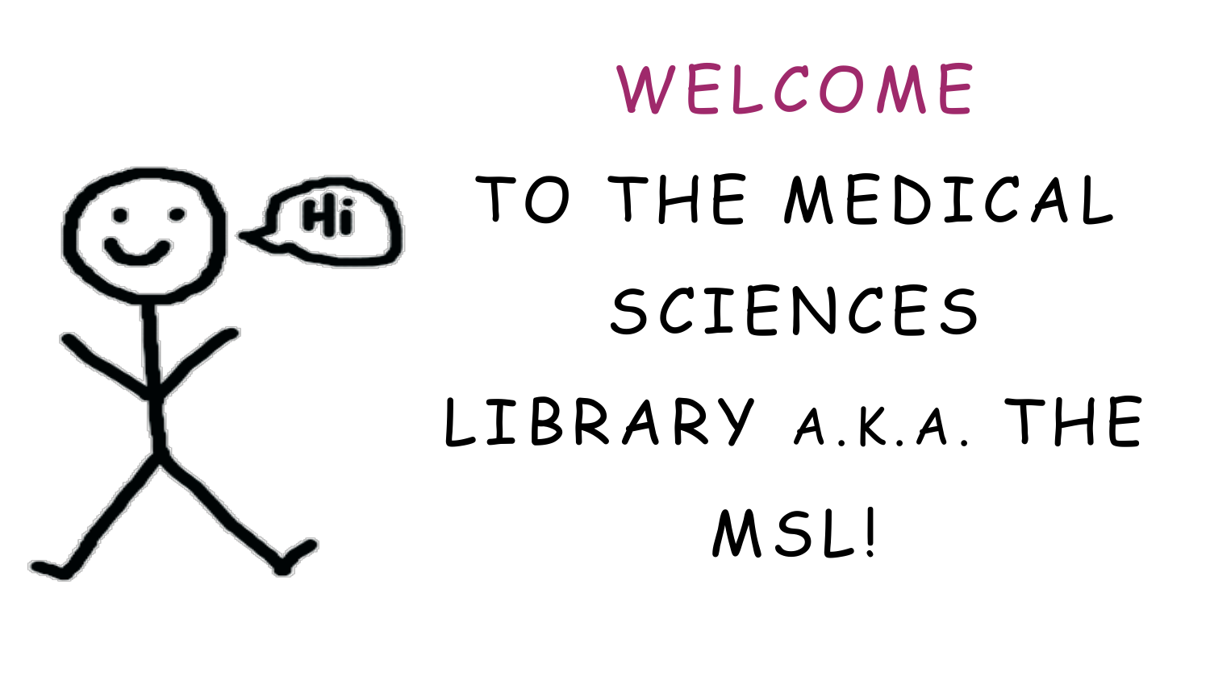# WELCOME

TO THE MEDICAL SCIENCES LIBRARY A.K.A. THE MSL!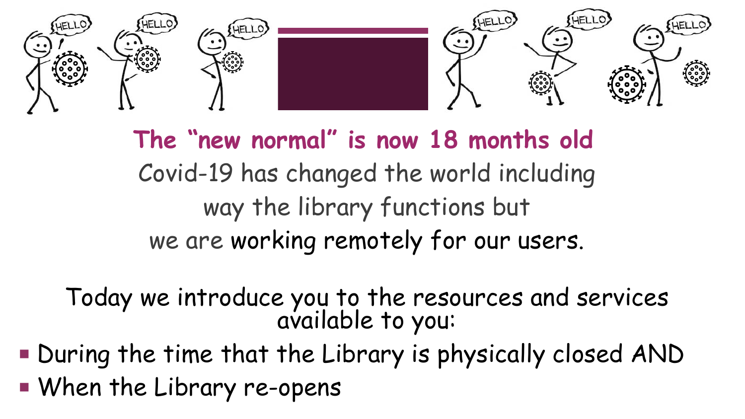**The "new normal" is now 18 months old**

Covid-19 has changed the world including way the library functions but we are working remotely for our users.

Today we introduce you to the resources and services available to you:

- During the time that the Library is physically closed AND
- When the Library re-opens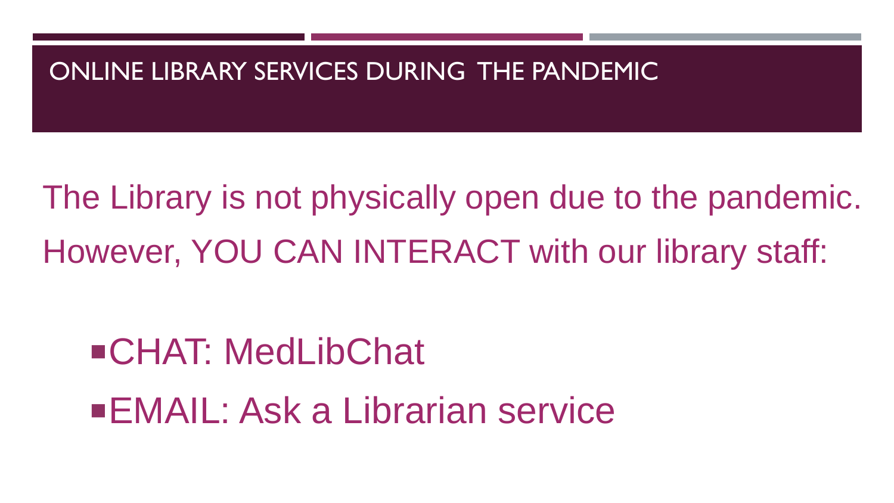# ONLINE LIBRARY SERVICES DURING THE PANDEMIC

The Library is not physically open due to the pandemic. However, YOU CAN INTERACT with our library staff:

- CHAT: MedLibChat
- EMAIL: Ask a Librarian service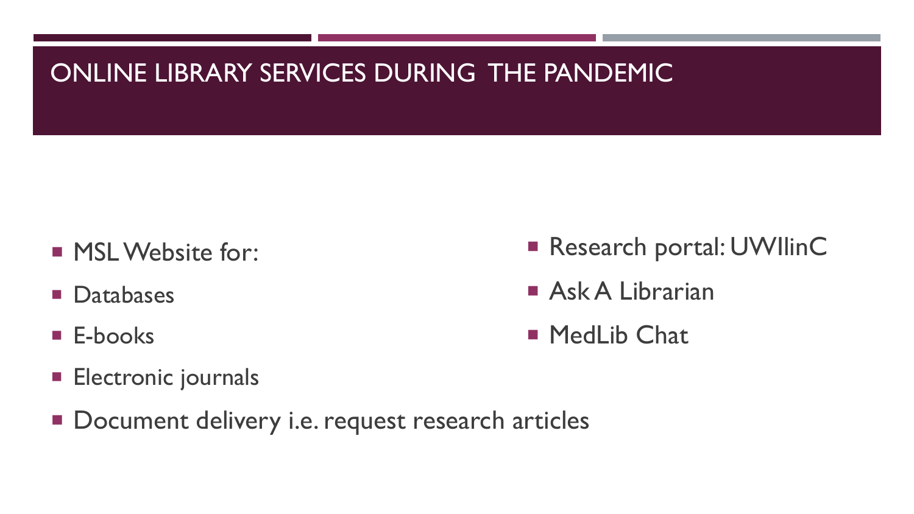# ONLINE LIBRARY SERVICES DURING THE PANDEMIC

- MSL Website for:
- Databases
- E-books
- Electronic journals
- Document delivery i.e. request research articles

- Research portal: UWIlinC
- Ask A Librarian
- MedLib Chat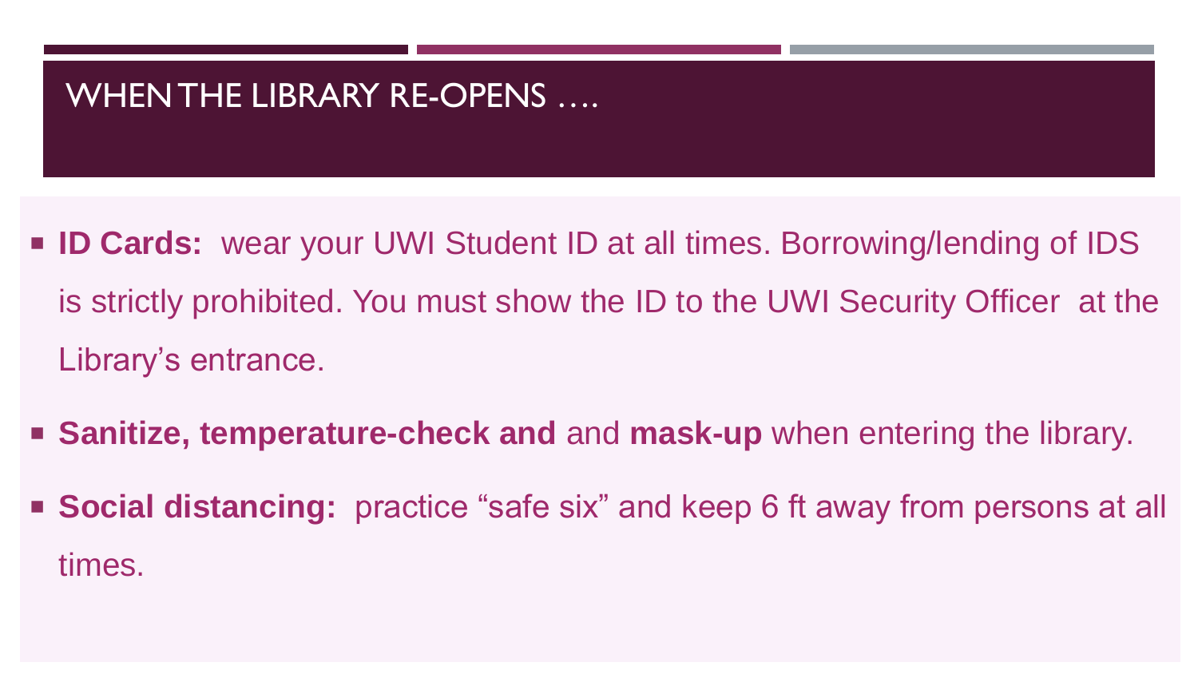# WHEN THE LIBRARY RE-OPENS ….

- **ID Cards:** wear your UWI Student ID at all times. Borrowing/lending of IDS is strictly prohibited. You must show the ID to the UWI Security Officer at the Library's entrance.
- **Sanitize, temperature-check and** and **mask-up** when entering the library.
- **Social distancing:** practice "safe six" and keep 6 ft away from persons at all times.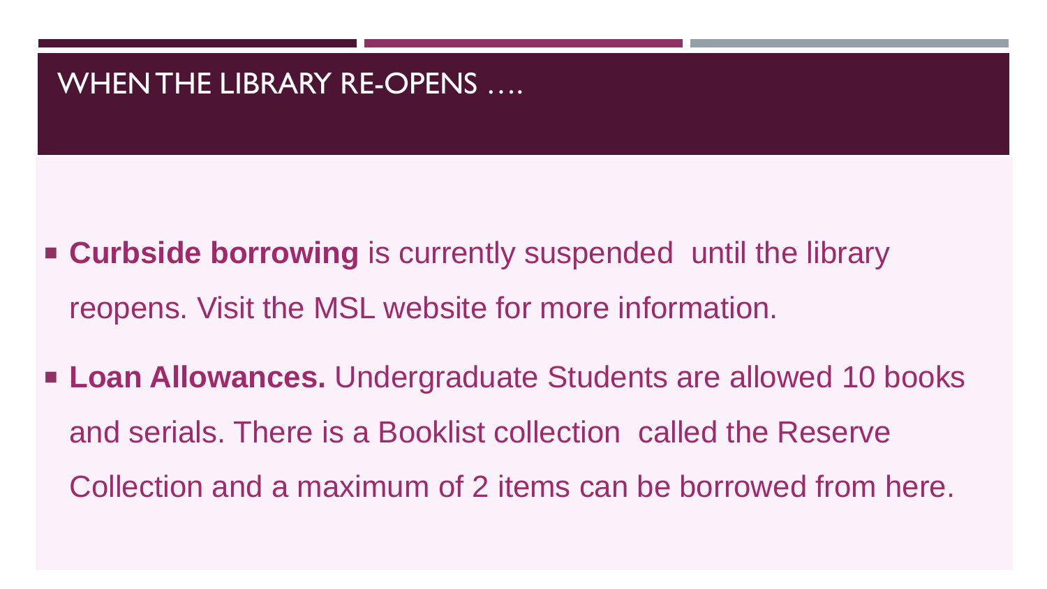# WHEN THE LIBRARY RE-OPENS ….

- **Curbside borrowing** is currently suspended until the library reopens. Visit the MSL website for more information.
- **Loan Allowances.** Undergraduate Students are allowed 10 books and serials. There is a Booklist collection called the Reserve Collection and a maximum of 2 items can be borrowed from here.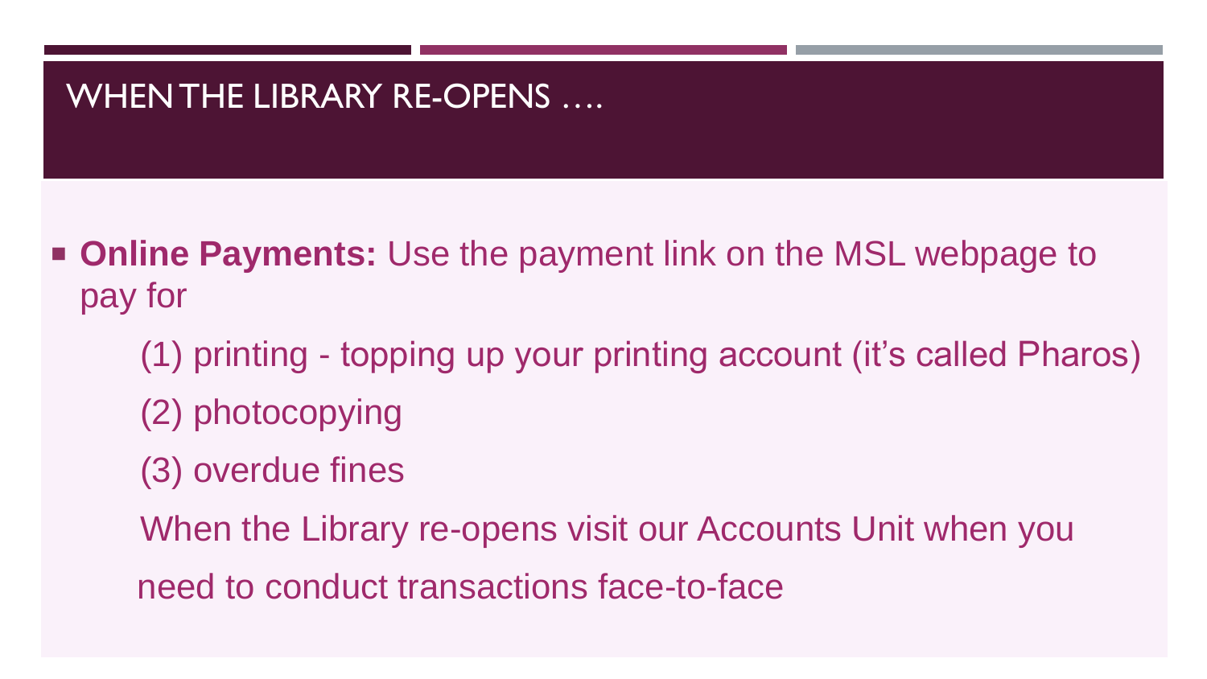# WHEN THE LIBRARY RE-OPENS ….

- **Online Payments:** Use the payment link on the MSL webpage to pay for

  (1) printing - topping up your printing account (it's called Pharos)

  (2) photocopying

  (3) overdue fines

  When the Library re-opens visit our Accounts Unit when you need to conduct transactions face-to-face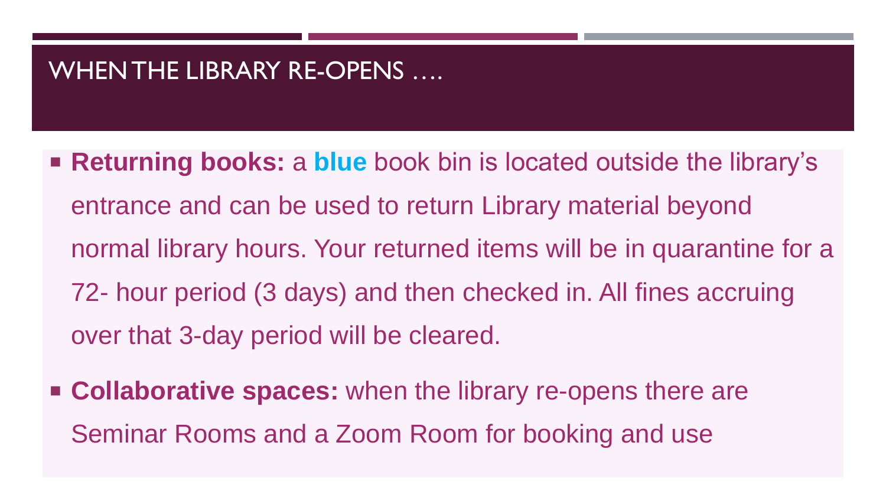# WHEN THE LIBRARY RE-OPENS ….

- **Returning books:** a **blue** book bin is located outside the library's entrance and can be used to return Library material beyond normal library hours. Your returned items will be in quarantine for a 72- hour period (3 days) and then checked in. All fines accruing over that 3-day period will be cleared.
- **Collaborative spaces:** when the library re-opens there are Seminar Rooms and a Zoom Room for booking and use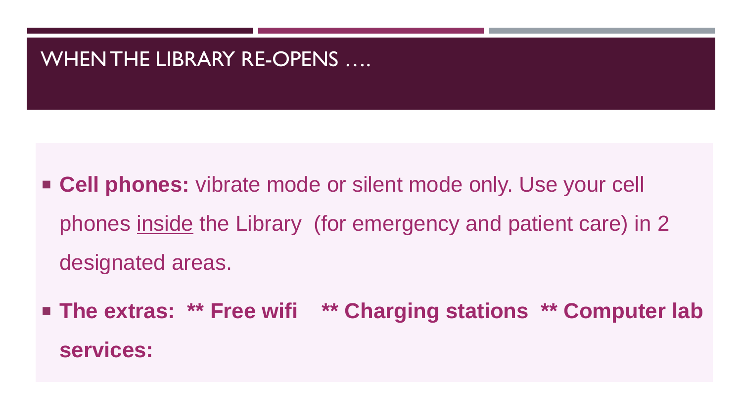# WHEN THE LIBRARY RE-OPENS ….

- **Cell phones:** vibrate mode or silent mode only. Use your cell phones <u>inside</u> the Library (for emergency and patient care) in 2 designated areas.
- **The extras: ** Free wifi ** Charging stations ** Computer lab services:**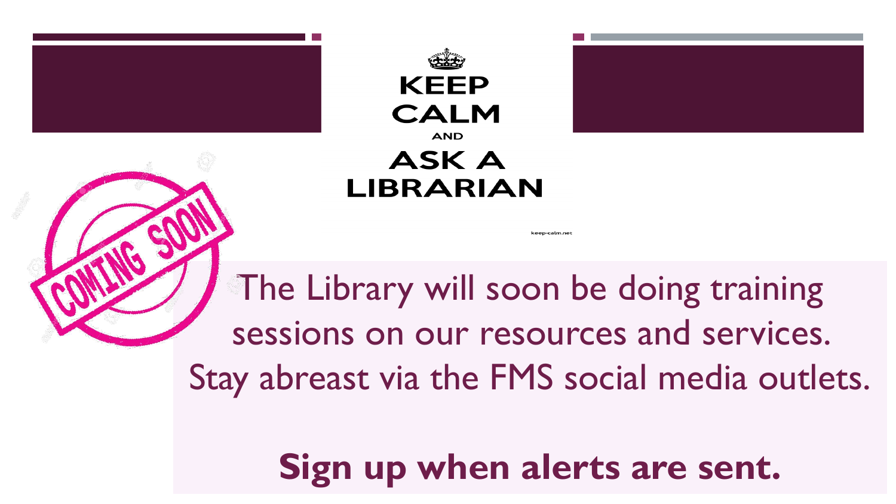KEEP CALM AND ASK A LIBRARIAN

COMING SOON

The Library will soon be doing training sessions on our resources and services. Stay abreast via the FMS social media outlets.

**Sign up when alerts are sent.**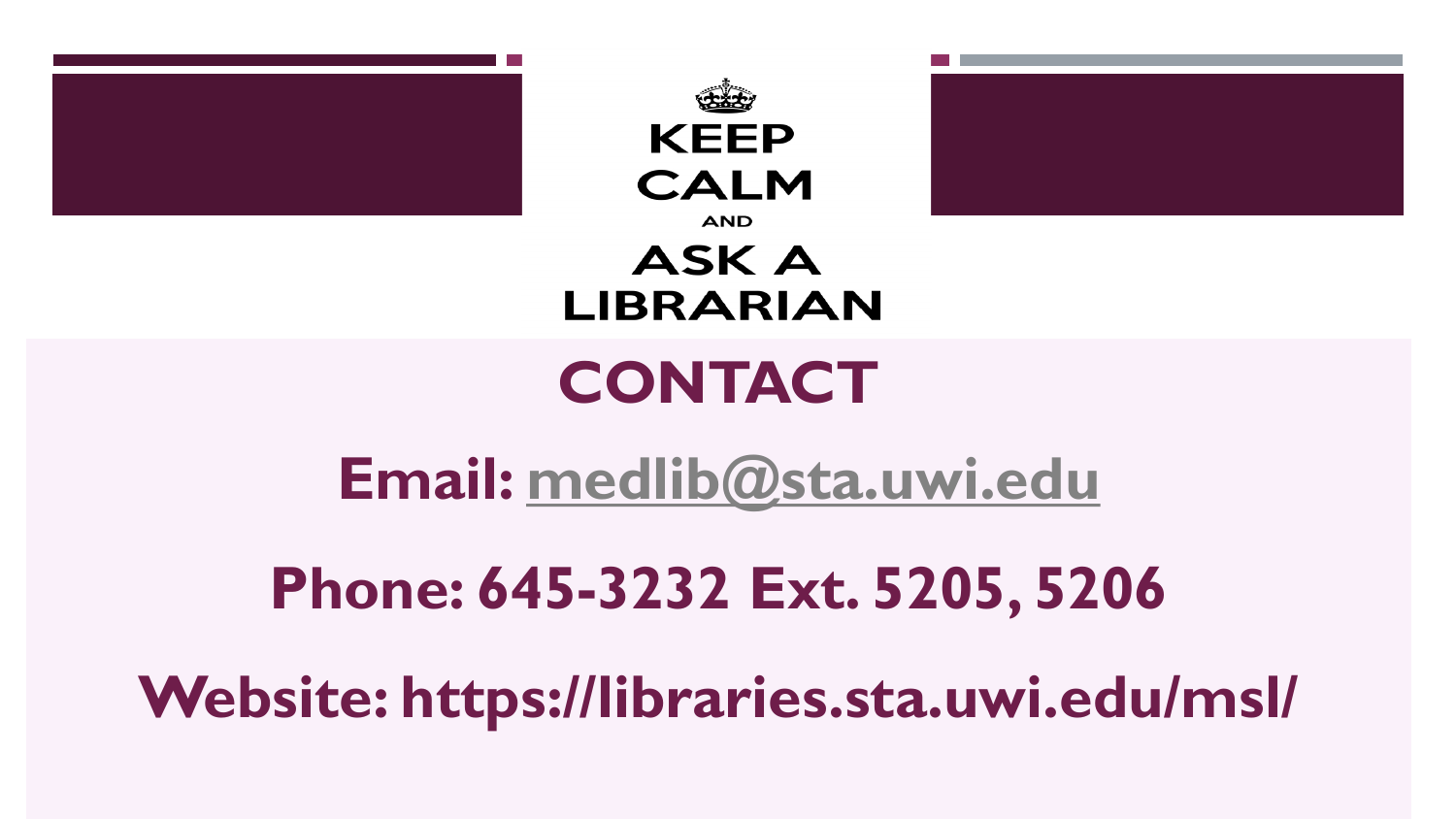KEEP CALM AND ASK A LIBRARIAN

# CONTACT

**Email: medlib@sta.uwi.edu**

**Phone: 645-3232 Ext. 5205, 5206**

**Website: https://libraries.sta.uwi.edu/msl/**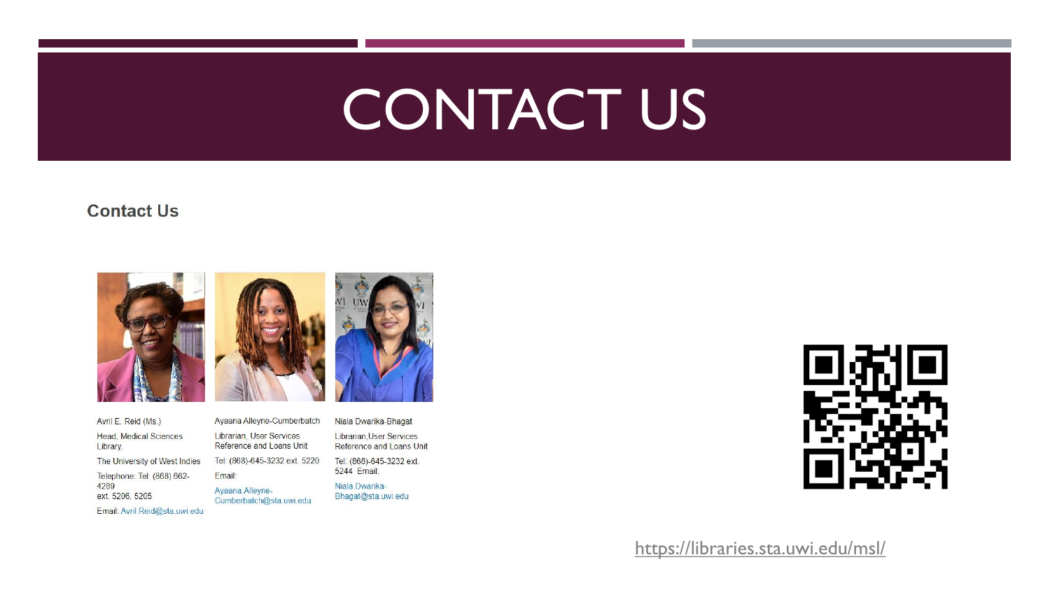# CONTACT US

## Contact Us

Avril E. Reid (Ms.)

Head, Medical Sciences Library,

The University of West Indies

Telephone: Tel: (868) 662-4289
ext. 5206, 5205

Email: Avril.Reid@sta.uwi.edu

Ayaana Alleyne-Cumberbatch

Librarian, User Services Reference and Loans Unit

Tel: (868)-645-3232 ext. 5220

Email:

Ayaana.Alleyne-Cumberbatch@sta.uwi.edu

Niala Dwarika-Bhagat

Librarian,User Services Reference and Loans Unit

Tel: (868)-645-3232 ext. 5244 Email:

Niala.Dwarika-Bhagat@sta.uwi.edu

https://libraries.sta.uwi.edu/msl/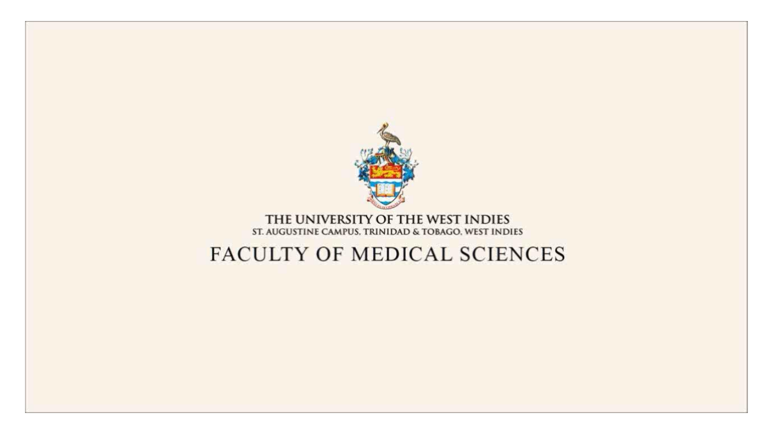THE UNIVERSITY OF THE WEST INDIES

ST. AUGUSTINE CAMPUS, TRINIDAD & TOBAGO, WEST INDIES

FACULTY OF MEDICAL SCIENCES